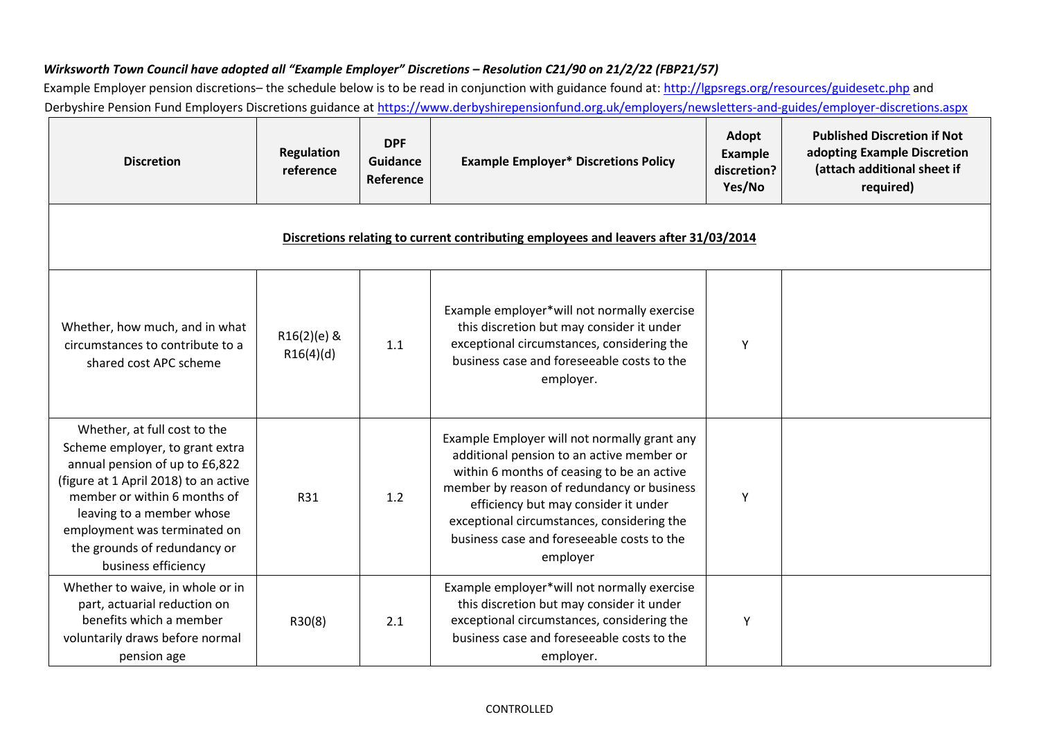***Wirksworth Town Council have adopted all "Example Employer" Discretions – Resolution C21/90 on 21/2/22 (FBP21/57)***

Example Employer pension discretions– the schedule below is to be read in conjunction with guidance found at: http://lgpsregs.org/resources/guidesetc.php and Derbyshire Pension Fund Employers Discretions guidance at https://www.derbyshirepensionfund.org.uk/employers/newsletters-and-guides/employer-discretions.aspx

| Discretion | Regulation reference | DPF Guidance Reference | Example Employer* Discretions Policy | Adopt Example discretion? Yes/No | Published Discretion if Not adopting Example Discretion (attach additional sheet if required) |
|---|---|---|---|---|---|
| **Discretions relating to current contributing employees and leavers after 31/03/2014** | | | | | |
| Whether, how much, and in what circumstances to contribute to a shared cost APC scheme | R16(2)(e) & R16(4)(d) | 1.1 | Example employer*will not normally exercise this discretion but may consider it under exceptional circumstances, considering the business case and foreseeable costs to the employer. | Y | |
| Whether, at full cost to the Scheme employer, to grant extra annual pension of up to £6,822 (figure at 1 April 2018) to an active member or within 6 months of leaving to a member whose employment was terminated on the grounds of redundancy or business efficiency | R31 | 1.2 | Example Employer will not normally grant any additional pension to an active member or within 6 months of ceasing to be an active member by reason of redundancy or business efficiency but may consider it under exceptional circumstances, considering the business case and foreseeable costs to the employer | Y | |
| Whether to waive, in whole or in part, actuarial reduction on benefits which a member voluntarily draws before normal pension age | R30(8) | 2.1 | Example employer*will not normally exercise this discretion but may consider it under exceptional circumstances, considering the business case and foreseeable costs to the employer. | Y | |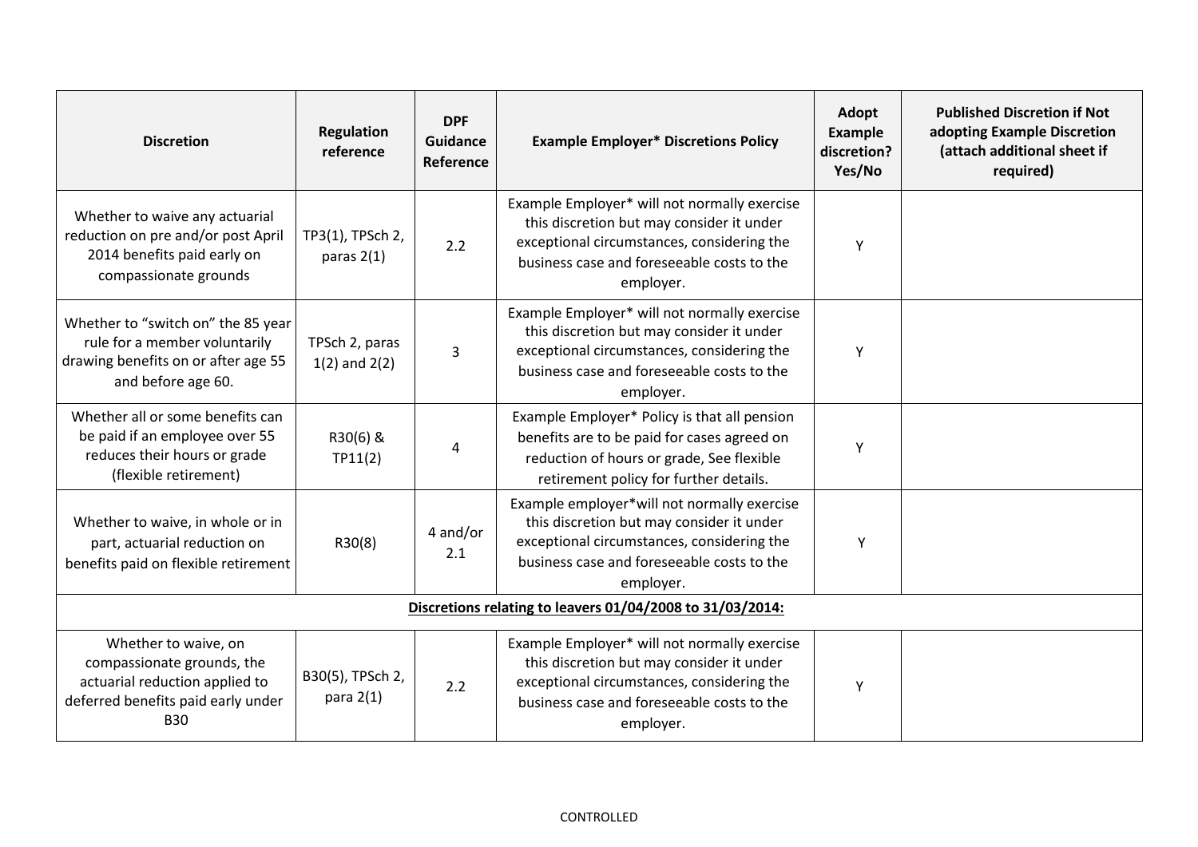| Discretion | Regulation reference | DPF Guidance Reference | Example Employer* Discretions Policy | Adopt Example discretion? Yes/No | Published Discretion if Not adopting Example Discretion (attach additional sheet if required) |
|---|---|---|---|---|---|
| Whether to waive any actuarial reduction on pre and/or post April 2014 benefits paid early on compassionate grounds | TP3(1), TPSch 2, paras 2(1) | 2.2 | Example Employer* will not normally exercise this discretion but may consider it under exceptional circumstances, considering the business case and foreseeable costs to the employer. | Y | |
| Whether to "switch on" the 85 year rule for a member voluntarily drawing benefits on or after age 55 and before age 60. | TPSch 2, paras 1(2) and 2(2) | 3 | Example Employer* will not normally exercise this discretion but may consider it under exceptional circumstances, considering the business case and foreseeable costs to the employer. | Y | |
| Whether all or some benefits can be paid if an employee over 55 reduces their hours or grade (flexible retirement) | R30(6) & TP11(2) | 4 | Example Employer* Policy is that all pension benefits are to be paid for cases agreed on reduction of hours or grade, See flexible retirement policy for further details. | Y | |
| Whether to waive, in whole or in part, actuarial reduction on benefits paid on flexible retirement | R30(8) | 4 and/or 2.1 | Example employer*will not normally exercise this discretion but may consider it under exceptional circumstances, considering the business case and foreseeable costs to the employer. | Y | |
| **Discretions relating to leavers 01/04/2008 to 31/03/2014:** | | | | | |
| Whether to waive, on compassionate grounds, the actuarial reduction applied to deferred benefits paid early under B30 | B30(5), TPSch 2, para 2(1) | 2.2 | Example Employer* will not normally exercise this discretion but may consider it under exceptional circumstances, considering the business case and foreseeable costs to the employer. | Y | |

CONTROLLED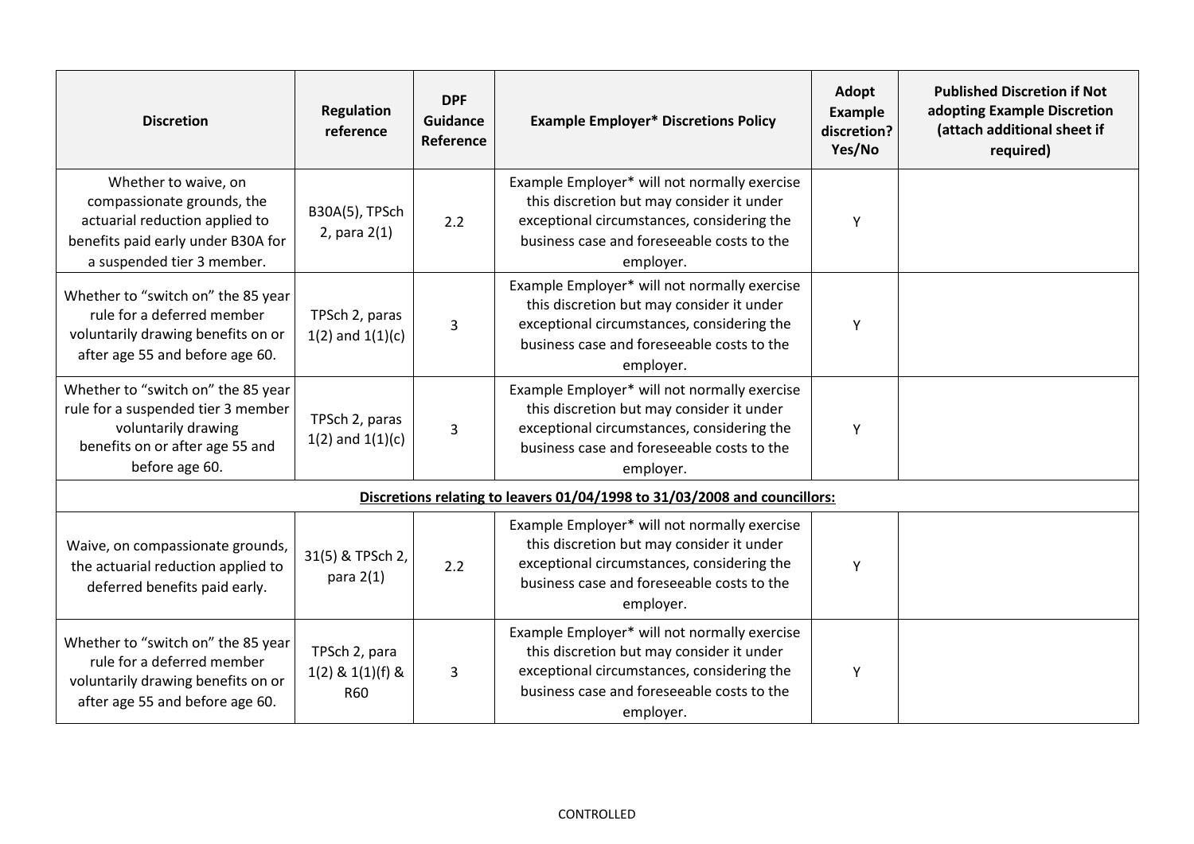| Discretion | Regulation reference | DPF Guidance Reference | Example Employer* Discretions Policy | Adopt Example discretion? Yes/No | Published Discretion if Not adopting Example Discretion (attach additional sheet if required) |
|---|---|---|---|---|---|
| Whether to waive, on compassionate grounds, the actuarial reduction applied to benefits paid early under B30A for a suspended tier 3 member. | B30A(5), TPSch 2, para 2(1) | 2.2 | Example Employer* will not normally exercise this discretion but may consider it under exceptional circumstances, considering the business case and foreseeable costs to the employer. | Y | |
| Whether to "switch on" the 85 year rule for a deferred member voluntarily drawing benefits on or after age 55 and before age 60. | TPSch 2, paras 1(2) and 1(1)(c) | 3 | Example Employer* will not normally exercise this discretion but may consider it under exceptional circumstances, considering the business case and foreseeable costs to the employer. | Y | |
| Whether to "switch on" the 85 year rule for a suspended tier 3 member voluntarily drawing benefits on or after age 55 and before age 60. | TPSch 2, paras 1(2) and 1(1)(c) | 3 | Example Employer* will not normally exercise this discretion but may consider it under exceptional circumstances, considering the business case and foreseeable costs to the employer. | Y | |
| **Discretions relating to leavers 01/04/1998 to 31/03/2008 and councillors:** | | | | | |
| Waive, on compassionate grounds, the actuarial reduction applied to deferred benefits paid early. | 31(5) & TPSch 2, para 2(1) | 2.2 | Example Employer* will not normally exercise this discretion but may consider it under exceptional circumstances, considering the business case and foreseeable costs to the employer. | Y | |
| Whether to "switch on" the 85 year rule for a deferred member voluntarily drawing benefits on or after age 55 and before age 60. | TPSch 2, para 1(2) & 1(1)(f) & R60 | 3 | Example Employer* will not normally exercise this discretion but may consider it under exceptional circumstances, considering the business case and foreseeable costs to the employer. | Y | |

CONTROLLED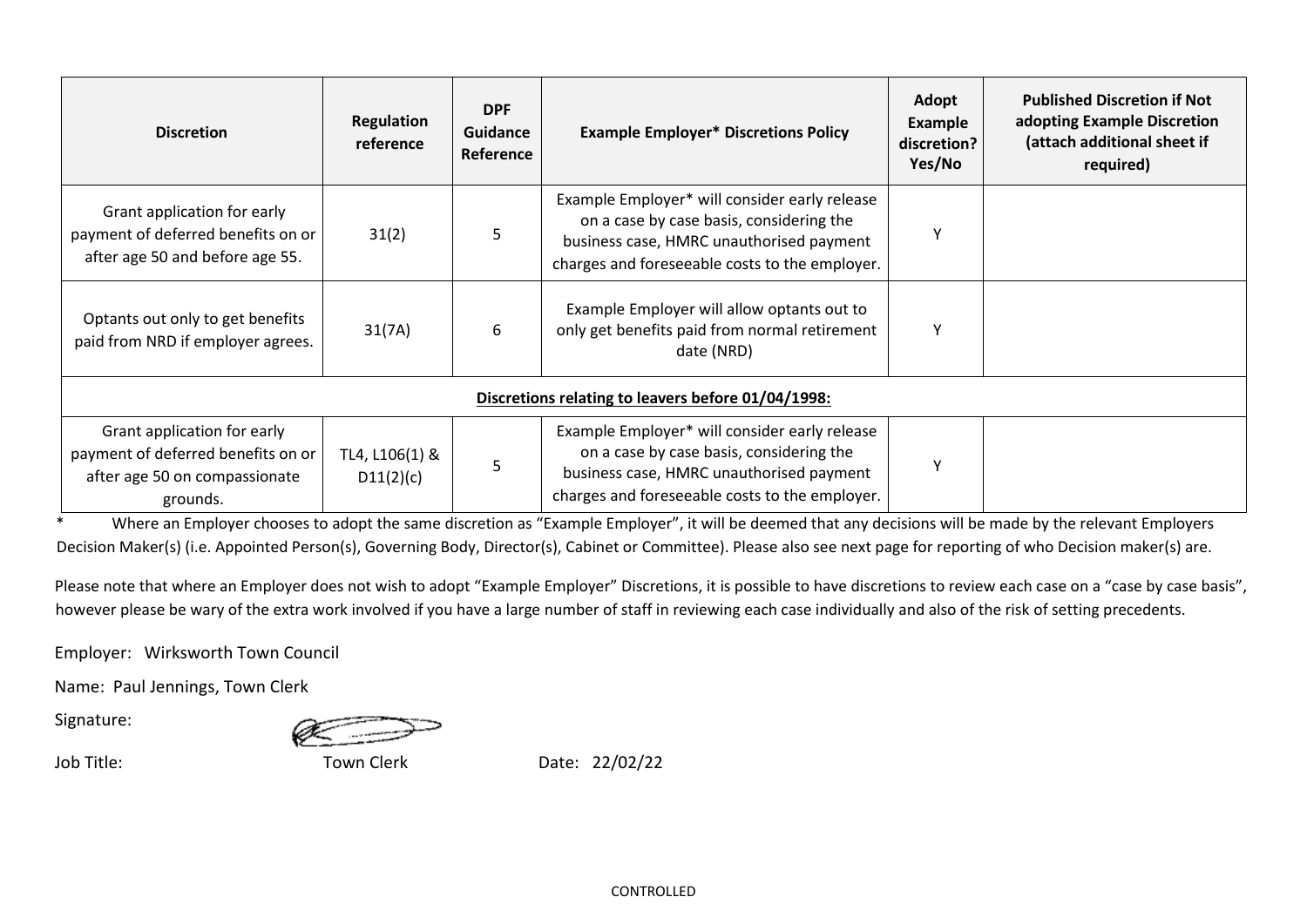| Discretion | Regulation reference | DPF Guidance Reference | Example Employer* Discretions Policy | Adopt Example discretion? Yes/No | Published Discretion if Not adopting Example Discretion (attach additional sheet if required) |
|---|---|---|---|---|---|
| Grant application for early payment of deferred benefits on or after age 50 and before age 55. | 31(2) | 5 | Example Employer* will consider early release on a case by case basis, considering the business case, HMRC unauthorised payment charges and foreseeable costs to the employer. | Y | |
| Optants out only to get benefits paid from NRD if employer agrees. | 31(7A) | 6 | Example Employer will allow optants out to only get benefits paid from normal retirement date (NRD) | Y | |
| **Discretions relating to leavers before 01/04/1998:** | | | | | |
| Grant application for early payment of deferred benefits on or after age 50 on compassionate grounds. | TL4, L106(1) & D11(2)(c) | 5 | Example Employer* will consider early release on a case by case basis, considering the business case, HMRC unauthorised payment charges and foreseeable costs to the employer. | Y | |

* Where an Employer chooses to adopt the same discretion as "Example Employer", it will be deemed that any decisions will be made by the relevant Employers Decision Maker(s) (i.e. Appointed Person(s), Governing Body, Director(s), Cabinet or Committee). Please also see next page for reporting of who Decision maker(s) are.

Please note that where an Employer does not wish to adopt "Example Employer" Discretions, it is possible to have discretions to review each case on a "case by case basis", however please be wary of the extra work involved if you have a large number of staff in reviewing each case individually and also of the risk of setting precedents.

Employer: Wirksworth Town Council

Name: Paul Jennings, Town Clerk

Signature:

Job Title: Town Clerk Date: 22/02/22

CONTROLLED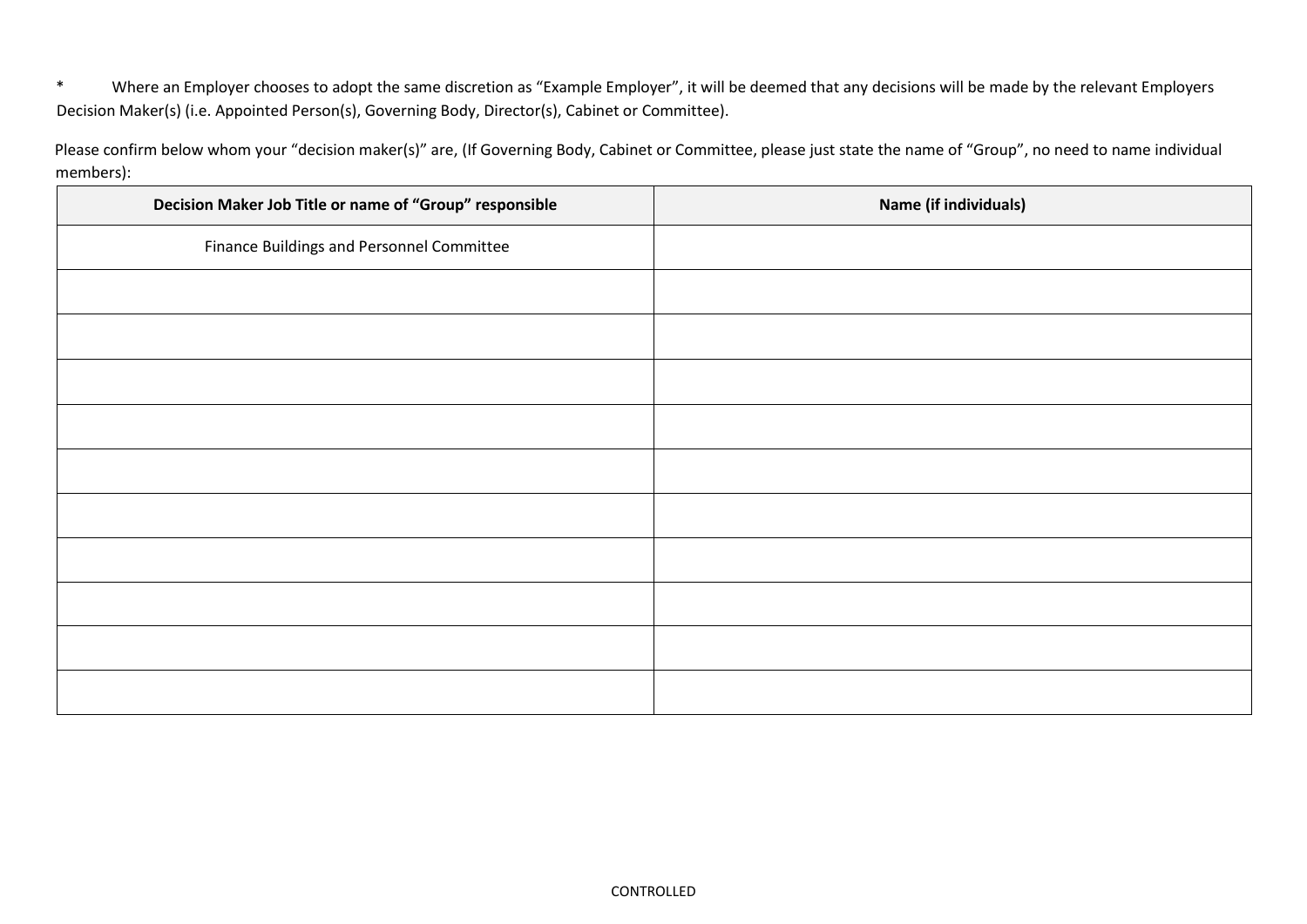*	Where an Employer chooses to adopt the same discretion as “Example Employer”, it will be deemed that any decisions will be made by the relevant Employers Decision Maker(s) (i.e. Appointed Person(s), Governing Body, Director(s), Cabinet or Committee).

Please confirm below whom your “decision maker(s)” are, (If Governing Body, Cabinet or Committee, please just state the name of “Group”, no need to name individual members):

| Decision Maker Job Title or name of “Group” responsible | Name (if individuals) |
|---|---|
| Finance Buildings and Personnel Committee | |
| | |
| | |
| | |
| | |
| | |
| | |
| | |
| | |
| | |
| | |

CONTROLLED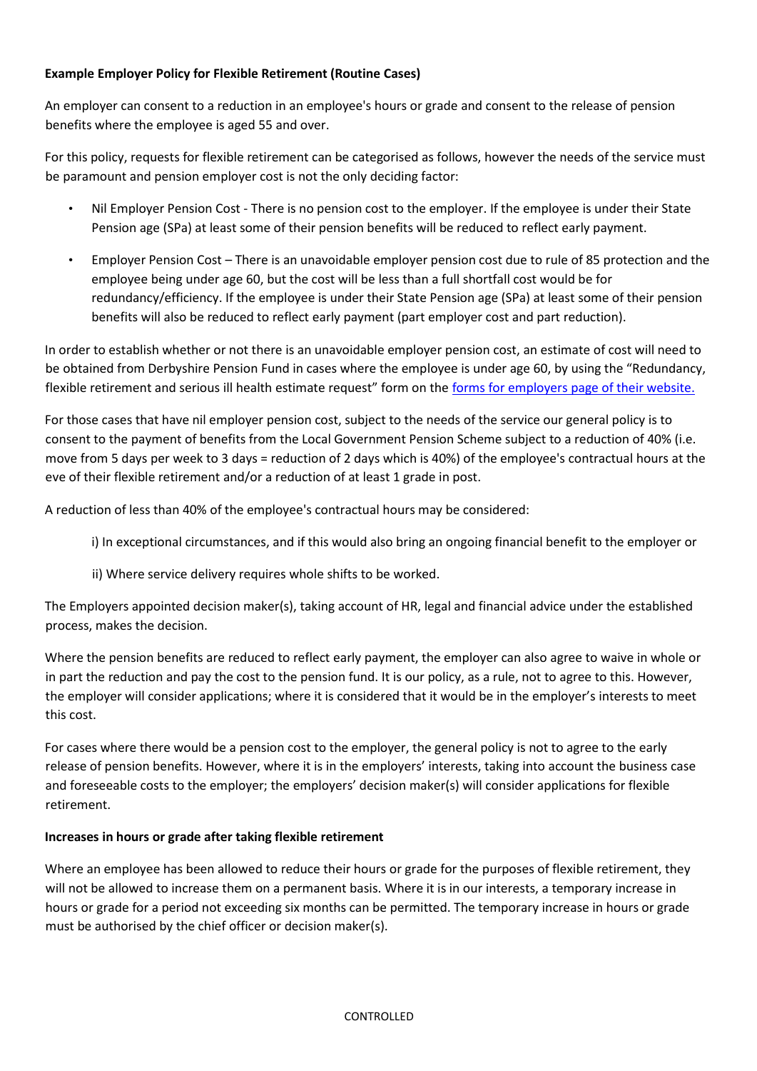**Example Employer Policy for Flexible Retirement (Routine Cases)**

An employer can consent to a reduction in an employee's hours or grade and consent to the release of pension benefits where the employee is aged 55 and over.

For this policy, requests for flexible retirement can be categorised as follows, however the needs of the service must be paramount and pension employer cost is not the only deciding factor:

- Nil Employer Pension Cost - There is no pension cost to the employer. If the employee is under their State Pension age (SPa) at least some of their pension benefits will be reduced to reflect early payment.
- Employer Pension Cost – There is an unavoidable employer pension cost due to rule of 85 protection and the employee being under age 60, but the cost will be less than a full shortfall cost would be for redundancy/efficiency. If the employee is under their State Pension age (SPa) at least some of their pension benefits will also be reduced to reflect early payment (part employer cost and part reduction).

In order to establish whether or not there is an unavoidable employer pension cost, an estimate of cost will need to be obtained from Derbyshire Pension Fund in cases where the employee is under age 60, by using the "Redundancy, flexible retirement and serious ill health estimate request" form on the forms for employers page of their website.

For those cases that have nil employer pension cost, subject to the needs of the service our general policy is to consent to the payment of benefits from the Local Government Pension Scheme subject to a reduction of 40% (i.e. move from 5 days per week to 3 days = reduction of 2 days which is 40%) of the employee's contractual hours at the eve of their flexible retirement and/or a reduction of at least 1 grade in post.

A reduction of less than 40% of the employee's contractual hours may be considered:

i) In exceptional circumstances, and if this would also bring an ongoing financial benefit to the employer or

ii) Where service delivery requires whole shifts to be worked.

The Employers appointed decision maker(s), taking account of HR, legal and financial advice under the established process, makes the decision.

Where the pension benefits are reduced to reflect early payment, the employer can also agree to waive in whole or in part the reduction and pay the cost to the pension fund. It is our policy, as a rule, not to agree to this. However, the employer will consider applications; where it is considered that it would be in the employer's interests to meet this cost.

For cases where there would be a pension cost to the employer, the general policy is not to agree to the early release of pension benefits. However, where it is in the employers' interests, taking into account the business case and foreseeable costs to the employer; the employers' decision maker(s) will consider applications for flexible retirement.

**Increases in hours or grade after taking flexible retirement**

Where an employee has been allowed to reduce their hours or grade for the purposes of flexible retirement, they will not be allowed to increase them on a permanent basis. Where it is in our interests, a temporary increase in hours or grade for a period not exceeding six months can be permitted. The temporary increase in hours or grade must be authorised by the chief officer or decision maker(s).

CONTROLLED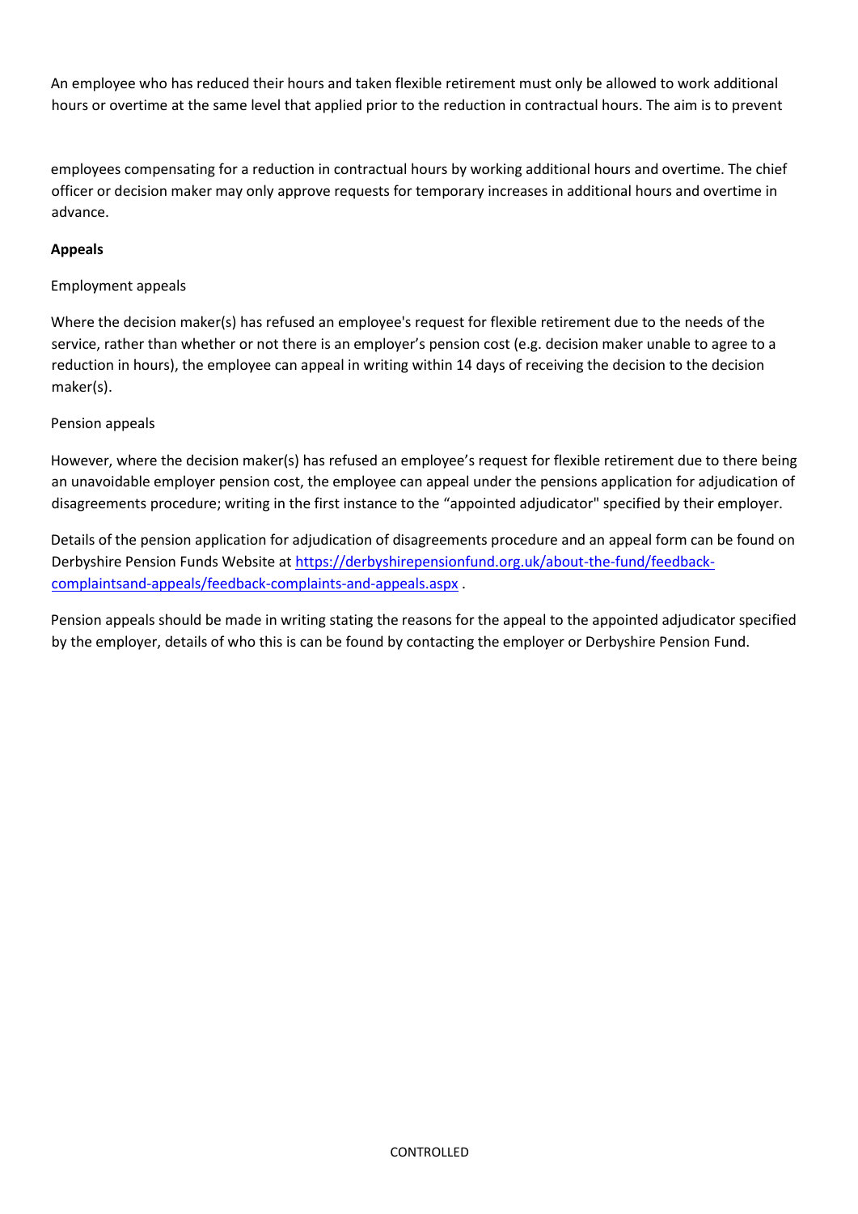An employee who has reduced their hours and taken flexible retirement must only be allowed to work additional hours or overtime at the same level that applied prior to the reduction in contractual hours. The aim is to prevent employees compensating for a reduction in contractual hours by working additional hours and overtime. The chief officer or decision maker may only approve requests for temporary increases in additional hours and overtime in advance.

**Appeals**

Employment appeals

Where the decision maker(s) has refused an employee's request for flexible retirement due to the needs of the service, rather than whether or not there is an employer's pension cost (e.g. decision maker unable to agree to a reduction in hours), the employee can appeal in writing within 14 days of receiving the decision to the decision maker(s).

Pension appeals

However, where the decision maker(s) has refused an employee's request for flexible retirement due to there being an unavoidable employer pension cost, the employee can appeal under the pensions application for adjudication of disagreements procedure; writing in the first instance to the "appointed adjudicator" specified by their employer.

Details of the pension application for adjudication of disagreements procedure and an appeal form can be found on Derbyshire Pension Funds Website at https://derbyshirepensionfund.org.uk/about-the-fund/feedback-complaintsand-appeals/feedback-complaints-and-appeals.aspx .

Pension appeals should be made in writing stating the reasons for the appeal to the appointed adjudicator specified by the employer, details of who this is can be found by contacting the employer or Derbyshire Pension Fund.